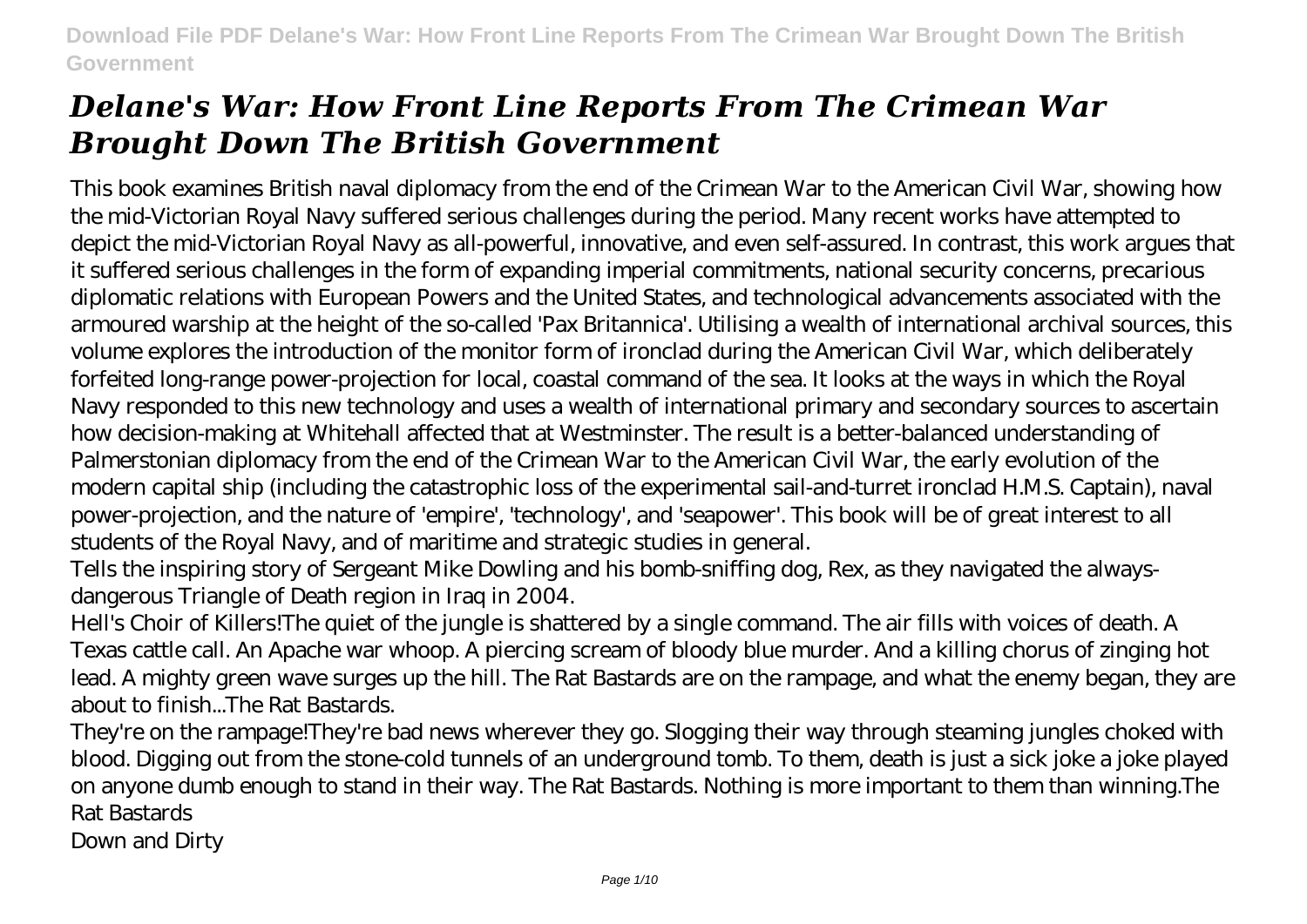# *Delane's War: How Front Line Reports From The Crimean War Brought Down The British Government*

This book examines British naval diplomacy from the end of the Crimean War to the American Civil War, showing how the mid-Victorian Royal Navy suffered serious challenges during the period. Many recent works have attempted to depict the mid-Victorian Royal Navy as all-powerful, innovative, and even self-assured. In contrast, this work argues that it suffered serious challenges in the form of expanding imperial commitments, national security concerns, precarious diplomatic relations with European Powers and the United States, and technological advancements associated with the armoured warship at the height of the so-called 'Pax Britannica'. Utilising a wealth of international archival sources, this volume explores the introduction of the monitor form of ironclad during the American Civil War, which deliberately forfeited long-range power-projection for local, coastal command of the sea. It looks at the ways in which the Royal Navy responded to this new technology and uses a wealth of international primary and secondary sources to ascertain how decision-making at Whitehall affected that at Westminster. The result is a better-balanced understanding of Palmerstonian diplomacy from the end of the Crimean War to the American Civil War, the early evolution of the modern capital ship (including the catastrophic loss of the experimental sail-and-turret ironclad H.M.S. Captain), naval power-projection, and the nature of 'empire', 'technology', and 'seapower'. This book will be of great interest to all students of the Royal Navy, and of maritime and strategic studies in general.

Tells the inspiring story of Sergeant Mike Dowling and his bomb-sniffing dog, Rex, as they navigated the always-dangerous Triangle of Death region in Iraq in 2004.

Hell's Choir of Killers!The quiet of the jungle is shattered by a single command. The air fills with voices of death. A Texas cattle call. An Apache war whoop. A piercing scream of bloody blue murder. And a killing chorus of zinging hot lead. A mighty green wave surges up the hill. The Rat Bastards are on the rampage, and what the enemy began, they are about to finish...The Rat Bastards.

They're on the rampage!They're bad news wherever they go. Slogging their way through steaming jungles choked with blood. Digging out from the stone-cold tunnels of an underground tomb. To them, death is just a sick joke a joke played on anyone dumb enough to stand in their way. The Rat Bastards. Nothing is more important to them than winning.The Rat Bastards

Down and Dirty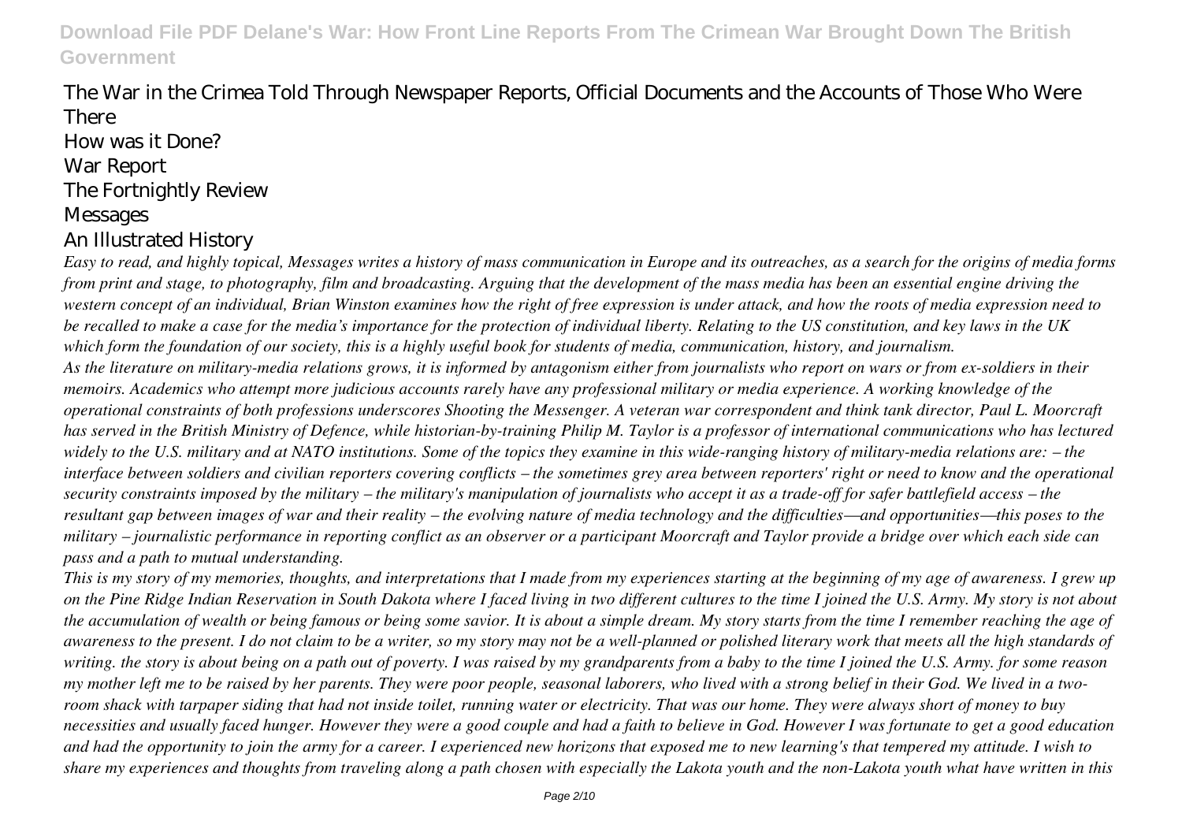The War in the Crimea Told Through Newspaper Reports, Official Documents and the Accounts of Those Who Were There

How was it Done?

War Report

The Fortnightly Review

Messages

An Illustrated History

*Easy to read, and highly topical, Messages writes a history of mass communication in Europe and its outreaches, as a search for the origins of media forms from print and stage, to photography, film and broadcasting. Arguing that the development of the mass media has been an essential engine driving the western concept of an individual, Brian Winston examines how the right of free expression is under attack, and how the roots of media expression need to be recalled to make a case for the media's importance for the protection of individual liberty. Relating to the US constitution, and key laws in the UK which form the foundation of our society, this is a highly useful book for students of media, communication, history, and journalism.*

*As the literature on military-media relations grows, it is informed by antagonism either from journalists who report on wars or from ex-soldiers in their memoirs. Academics who attempt more judicious accounts rarely have any professional military or media experience. A working knowledge of the operational constraints of both professions underscores Shooting the Messenger. A veteran war correspondent and think tank director, Paul L. Moorcraft has served in the British Ministry of Defence, while historian-by-training Philip M. Taylor is a professor of international communications who has lectured widely to the U.S. military and at NATO institutions. Some of the topics they examine in this wide-ranging history of military-media relations are: – the interface between soldiers and civilian reporters covering conflicts – the sometimes grey area between reporters' right or need to know and the operational security constraints imposed by the military – the military's manipulation of journalists who accept it as a trade-off for safer battlefield access – the resultant gap between images of war and their reality – the evolving nature of media technology and the difficulties—and opportunities—this poses to the military – journalistic performance in reporting conflict as an observer or a participant Moorcraft and Taylor provide a bridge over which each side can pass and a path to mutual understanding.*

*This is my story of my memories, thoughts, and interpretations that I made from my experiences starting at the beginning of my age of awareness. I grew up on the Pine Ridge Indian Reservation in South Dakota where I faced living in two different cultures to the time I joined the U.S. Army. My story is not about the accumulation of wealth or being famous or being some savior. It is about a simple dream. My story starts from the time I remember reaching the age of awareness to the present. I do not claim to be a writer, so my story may not be a well-planned or polished literary work that meets all the high standards of writing. the story is about being on a path out of poverty. I was raised by my grandparents from a baby to the time I joined the U.S. Army. for some reason my mother left me to be raised by her parents. They were poor people, seasonal laborers, who lived with a strong belief in their God. We lived in a two-room shack with tarpaper siding that had not inside toilet, running water or electricity. That was our home. They were always short of money to buy necessities and usually faced hunger. However they were a good couple and had a faith to believe in God. However I was fortunate to get a good education and had the opportunity to join the army for a career. I experienced new horizons that exposed me to new learning's that tempered my attitude. I wish to share my experiences and thoughts from traveling along a path chosen with especially the Lakota youth and the non-Lakota youth what have written in this*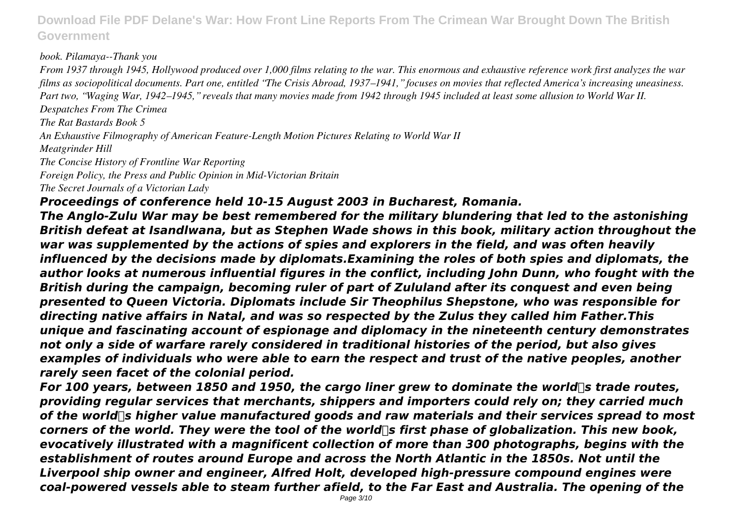*book. Pilamaya--Thank you*

*From 1937 through 1945, Hollywood produced over 1,000 films relating to the war. This enormous and exhaustive reference work first analyzes the war films as sociopolitical documents. Part one, entitled "The Crisis Abroad, 1937–1941," focuses on movies that reflected America's increasing uneasiness. Part two, "Waging War, 1942–1945," reveals that many movies made from 1942 through 1945 included at least some allusion to World War II.*

*Despatches From The Crimea*

*The Rat Bastards Book 5*

*An Exhaustive Filmography of American Feature-Length Motion Pictures Relating to World War II*

*Meatgrinder Hill*

*The Concise History of Frontline War Reporting*

*Foreign Policy, the Press and Public Opinion in Mid-Victorian Britain*

*The Secret Journals of a Victorian Lady*

***Proceedings of conference held 10-15 August 2003 in Bucharest, Romania.***

***The Anglo-Zulu War may be best remembered for the military blundering that led to the astonishing British defeat at Isandlwana, but as Stephen Wade shows in this book, military action throughout the war was supplemented by the actions of spies and explorers in the field, and was often heavily influenced by the decisions made by diplomats.Examining the roles of both spies and diplomats, the author looks at numerous influential figures in the conflict, including John Dunn, who fought with the British during the campaign, becoming ruler of part of Zululand after its conquest and even being presented to Queen Victoria. Diplomats include Sir Theophilus Shepstone, who was responsible for directing native affairs in Natal, and was so respected by the Zulus they called him Father.This unique and fascinating account of espionage and diplomacy in the nineteenth century demonstrates not only a side of warfare rarely considered in traditional histories of the period, but also gives examples of individuals who were able to earn the respect and trust of the native peoples, another rarely seen facet of the colonial period.***

***For 100 years, between 1850 and 1950, the cargo liner grew to dominate the world's trade routes, providing regular services that merchants, shippers and importers could rely on; they carried much of the world's higher value manufactured goods and raw materials and their services spread to most corners of the world. They were the tool of the world's first phase of globalization. This new book, evocatively illustrated with a magnificent collection of more than 300 photographs, begins with the establishment of routes around Europe and across the North Atlantic in the 1850s. Not until the Liverpool ship owner and engineer, Alfred Holt, developed high-pressure compound engines were coal-powered vessels able to steam further afield, to the Far East and Australia. The opening of the***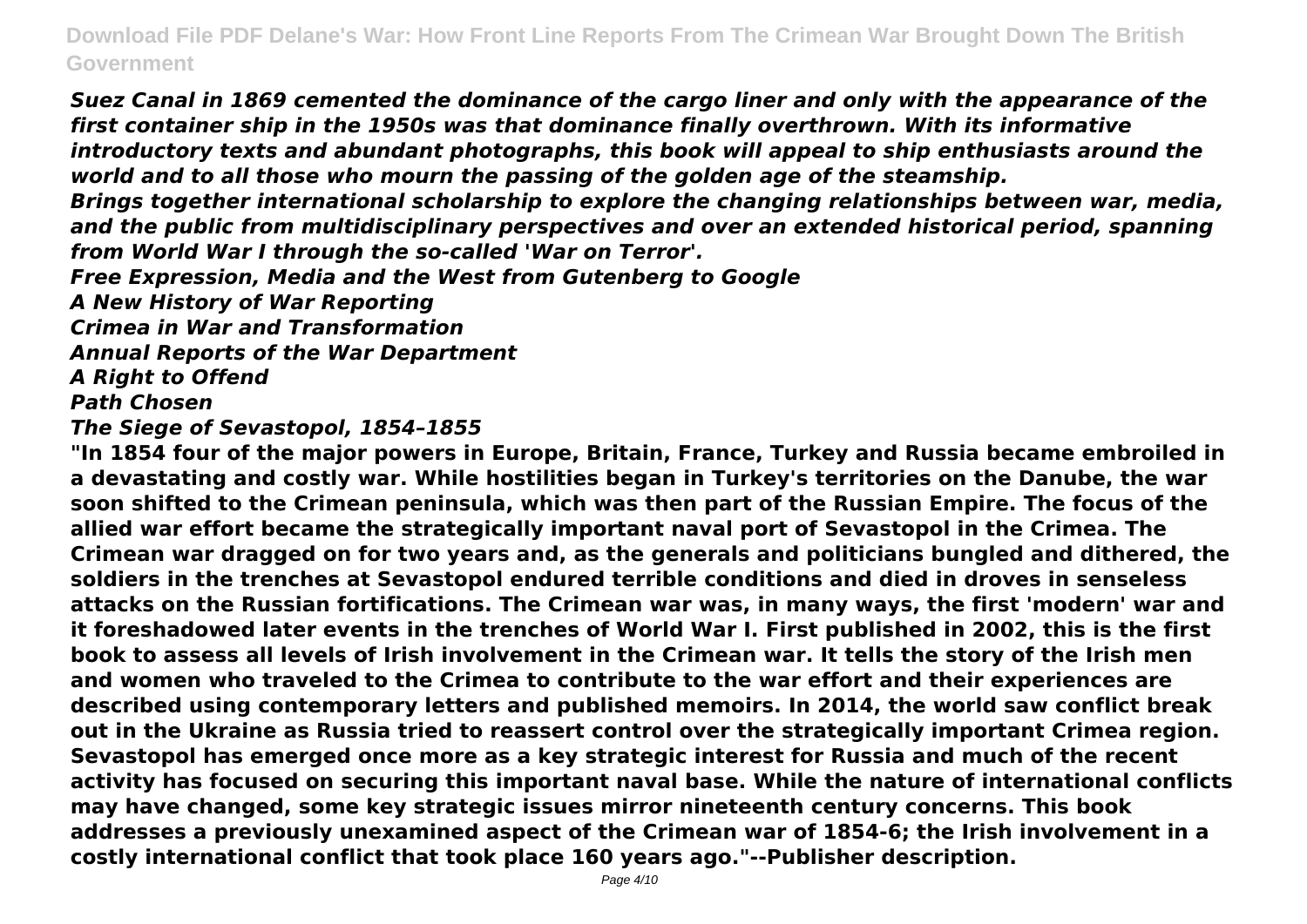*Suez Canal in 1869 cemented the dominance of the cargo liner and only with the appearance of the first container ship in the 1950s was that dominance finally overthrown. With its informative introductory texts and abundant photographs, this book will appeal to ship enthusiasts around the world and to all those who mourn the passing of the golden age of the steamship.*

*Brings together international scholarship to explore the changing relationships between war, media, and the public from multidisciplinary perspectives and over an extended historical period, spanning from World War I through the so-called 'War on Terror'.*

*Free Expression, Media and the West from Gutenberg to Google*

*A New History of War Reporting*

*Crimea in War and Transformation*

*Annual Reports of the War Department*

*A Right to Offend*

*Path Chosen*

*The Siege of Sevastopol, 1854–1855*

**"In 1854 four of the major powers in Europe, Britain, France, Turkey and Russia became embroiled in a devastating and costly war. While hostilities began in Turkey's territories on the Danube, the war soon shifted to the Crimean peninsula, which was then part of the Russian Empire. The focus of the allied war effort became the strategically important naval port of Sevastopol in the Crimea. The Crimean war dragged on for two years and, as the generals and politicians bungled and dithered, the soldiers in the trenches at Sevastopol endured terrible conditions and died in droves in senseless attacks on the Russian fortifications. The Crimean war was, in many ways, the first 'modern' war and it foreshadowed later events in the trenches of World War I. First published in 2002, this is the first book to assess all levels of Irish involvement in the Crimean war. It tells the story of the Irish men and women who traveled to the Crimea to contribute to the war effort and their experiences are described using contemporary letters and published memoirs. In 2014, the world saw conflict break out in the Ukraine as Russia tried to reassert control over the strategically important Crimea region. Sevastopol has emerged once more as a key strategic interest for Russia and much of the recent activity has focused on securing this important naval base. While the nature of international conflicts may have changed, some key strategic issues mirror nineteenth century concerns. This book addresses a previously unexamined aspect of the Crimean war of 1854-6; the Irish involvement in a costly international conflict that took place 160 years ago."--Publisher description.**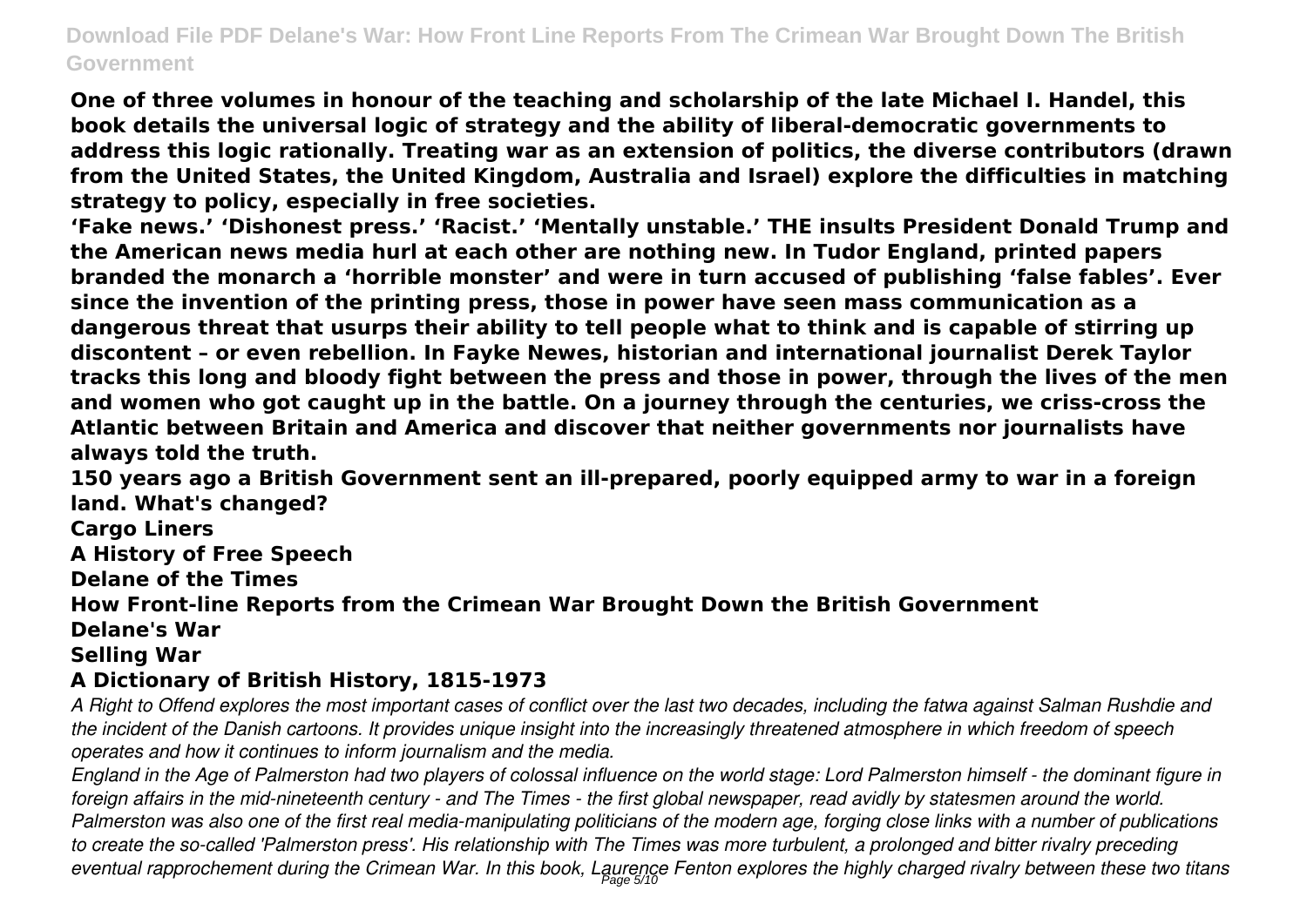**One of three volumes in honour of the teaching and scholarship of the late Michael I. Handel, this book details the universal logic of strategy and the ability of liberal-democratic governments to address this logic rationally. Treating war as an extension of politics, the diverse contributors (drawn from the United States, the United Kingdom, Australia and Israel) explore the difficulties in matching strategy to policy, especially in free societies.**

**'Fake news.' 'Dishonest press.' 'Racist.' 'Mentally unstable.' THE insults President Donald Trump and the American news media hurl at each other are nothing new. In Tudor England, printed papers branded the monarch a 'horrible monster' and were in turn accused of publishing 'false fables'. Ever since the invention of the printing press, those in power have seen mass communication as a dangerous threat that usurps their ability to tell people what to think and is capable of stirring up discontent – or even rebellion. In Fayke Newes, historian and international journalist Derek Taylor tracks this long and bloody fight between the press and those in power, through the lives of the men and women who got caught up in the battle. On a journey through the centuries, we criss-cross the Atlantic between Britain and America and discover that neither governments nor journalists have always told the truth.**

**150 years ago a British Government sent an ill-prepared, poorly equipped army to war in a foreign land. What's changed?**

**Cargo Liners**

**A History of Free Speech**

**Delane of the Times**

**How Front-line Reports from the Crimean War Brought Down the British Government**

**Delane's War**

**Selling War**

**A Dictionary of British History, 1815-1973**

*A Right to Offend explores the most important cases of conflict over the last two decades, including the fatwa against Salman Rushdie and the incident of the Danish cartoons. It provides unique insight into the increasingly threatened atmosphere in which freedom of speech operates and how it continues to inform journalism and the media.*

*England in the Age of Palmerston had two players of colossal influence on the world stage: Lord Palmerston himself - the dominant figure in foreign affairs in the mid-nineteenth century - and The Times - the first global newspaper, read avidly by statesmen around the world. Palmerston was also one of the first real media-manipulating politicians of the modern age, forging close links with a number of publications to create the so-called 'Palmerston press'. His relationship with The Times was more turbulent, a prolonged and bitter rivalry preceding eventual rapprochement during the Crimean War. In this book, Laurence Fenton explores the highly charged rivalry between these two titans*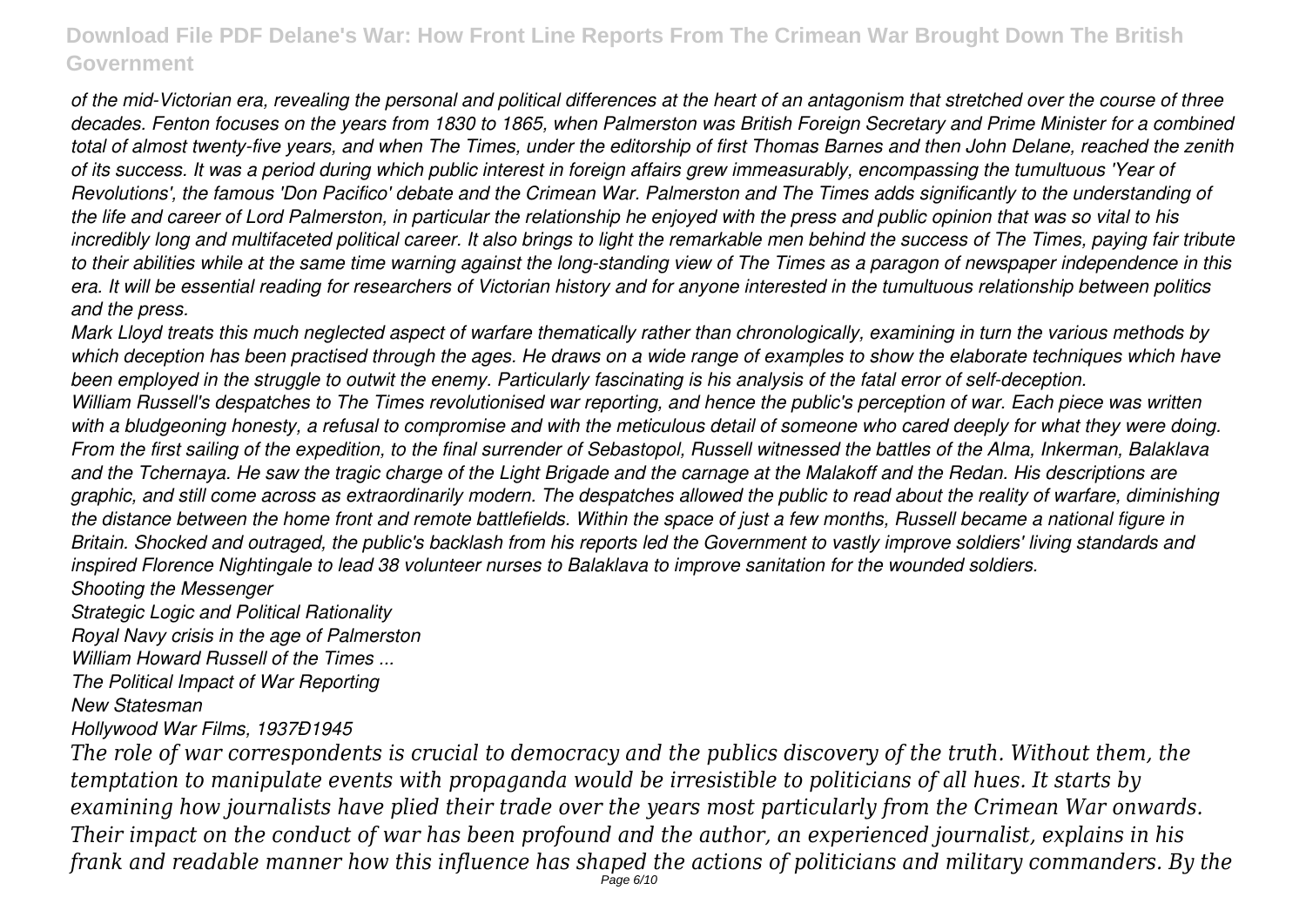*of the mid-Victorian era, revealing the personal and political differences at the heart of an antagonism that stretched over the course of three decades. Fenton focuses on the years from 1830 to 1865, when Palmerston was British Foreign Secretary and Prime Minister for a combined total of almost twenty-five years, and when The Times, under the editorship of first Thomas Barnes and then John Delane, reached the zenith of its success. It was a period during which public interest in foreign affairs grew immeasurably, encompassing the tumultuous 'Year of Revolutions', the famous 'Don Pacifico' debate and the Crimean War. Palmerston and The Times adds significantly to the understanding of the life and career of Lord Palmerston, in particular the relationship he enjoyed with the press and public opinion that was so vital to his incredibly long and multifaceted political career. It also brings to light the remarkable men behind the success of The Times, paying fair tribute to their abilities while at the same time warning against the long-standing view of The Times as a paragon of newspaper independence in this era. It will be essential reading for researchers of Victorian history and for anyone interested in the tumultuous relationship between politics and the press.*

*Mark Lloyd treats this much neglected aspect of warfare thematically rather than chronologically, examining in turn the various methods by which deception has been practised through the ages. He draws on a wide range of examples to show the elaborate techniques which have been employed in the struggle to outwit the enemy. Particularly fascinating is his analysis of the fatal error of self-deception.*

*William Russell's despatches to The Times revolutionised war reporting, and hence the public's perception of war. Each piece was written with a bludgeoning honesty, a refusal to compromise and with the meticulous detail of someone who cared deeply for what they were doing. From the first sailing of the expedition, to the final surrender of Sebastopol, Russell witnessed the battles of the Alma, Inkerman, Balaklava and the Tchernaya. He saw the tragic charge of the Light Brigade and the carnage at the Malakoff and the Redan. His descriptions are graphic, and still come across as extraordinarily modern. The despatches allowed the public to read about the reality of warfare, diminishing the distance between the home front and remote battlefields. Within the space of just a few months, Russell became a national figure in Britain. Shocked and outraged, the public's backlash from his reports led the Government to vastly improve soldiers' living standards and inspired Florence Nightingale to lead 38 volunteer nurses to Balaklava to improve sanitation for the wounded soldiers.*

*Shooting the Messenger*

*Strategic Logic and Political Rationality*

*Royal Navy crisis in the age of Palmerston*

*William Howard Russell of the Times ...*

*The Political Impact of War Reporting*

*New Statesman*

*Hollywood War Films, 1937Ð1945*

*The role of war correspondents is crucial to democracy and the publics discovery of the truth. Without them, the temptation to manipulate events with propaganda would be irresistible to politicians of all hues. It starts by examining how journalists have plied their trade over the years most particularly from the Crimean War onwards. Their impact on the conduct of war has been profound and the author, an experienced journalist, explains in his frank and readable manner how this influence has shaped the actions of politicians and military commanders. By the*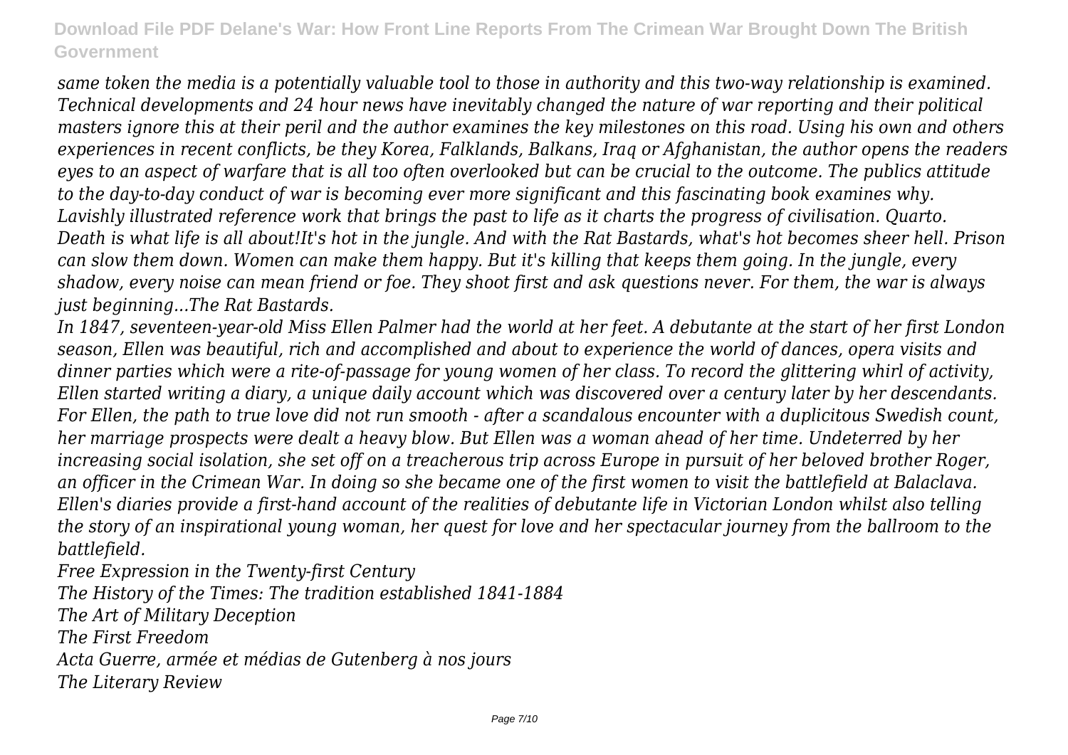*same token the media is a potentially valuable tool to those in authority and this two-way relationship is examined. Technical developments and 24 hour news have inevitably changed the nature of war reporting and their political masters ignore this at their peril and the author examines the key milestones on this road. Using his own and others experiences in recent conflicts, be they Korea, Falklands, Balkans, Iraq or Afghanistan, the author opens the readers eyes to an aspect of warfare that is all too often overlooked but can be crucial to the outcome. The publics attitude to the day-to-day conduct of war is becoming ever more significant and this fascinating book examines why.*

*Lavishly illustrated reference work that brings the past to life as it charts the progress of civilisation. Quarto.*

*Death is what life is all about!It's hot in the jungle. And with the Rat Bastards, what's hot becomes sheer hell. Prison can slow them down. Women can make them happy. But it's killing that keeps them going. In the jungle, every shadow, every noise can mean friend or foe. They shoot first and ask questions never. For them, the war is always just beginning...The Rat Bastards.*

*In 1847, seventeen-year-old Miss Ellen Palmer had the world at her feet. A debutante at the start of her first London season, Ellen was beautiful, rich and accomplished and about to experience the world of dances, opera visits and dinner parties which were a rite-of-passage for young women of her class. To record the glittering whirl of activity, Ellen started writing a diary, a unique daily account which was discovered over a century later by her descendants. For Ellen, the path to true love did not run smooth - after a scandalous encounter with a duplicitous Swedish count, her marriage prospects were dealt a heavy blow. But Ellen was a woman ahead of her time. Undeterred by her increasing social isolation, she set off on a treacherous trip across Europe in pursuit of her beloved brother Roger, an officer in the Crimean War. In doing so she became one of the first women to visit the battlefield at Balaclava. Ellen's diaries provide a first-hand account of the realities of debutante life in Victorian London whilst also telling the story of an inspirational young woman, her quest for love and her spectacular journey from the ballroom to the battlefield.*

*Free Expression in the Twenty-first Century*

*The History of the Times: The tradition established 1841-1884*

*The Art of Military Deception*

*The First Freedom*

*Acta Guerre, armée et médias de Gutenberg à nos jours*

*The Literary Review*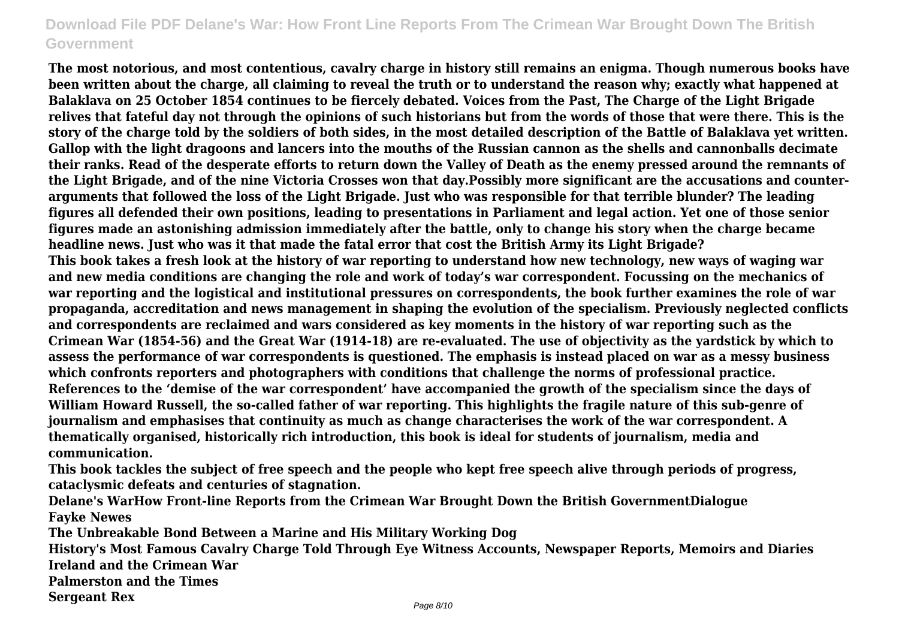**The most notorious, and most contentious, cavalry charge in history still remains an enigma. Though numerous books have been written about the charge, all claiming to reveal the truth or to understand the reason why; exactly what happened at Balaklava on 25 October 1854 continues to be fiercely debated. Voices from the Past, The Charge of the Light Brigade relives that fateful day not through the opinions of such historians but from the words of those that were there. This is the story of the charge told by the soldiers of both sides, in the most detailed description of the Battle of Balaklava yet written. Gallop with the light dragoons and lancers into the mouths of the Russian cannon as the shells and cannonballs decimate their ranks. Read of the desperate efforts to return down the Valley of Death as the enemy pressed around the remnants of the Light Brigade, and of the nine Victoria Crosses won that day.Possibly more significant are the accusations and counter-arguments that followed the loss of the Light Brigade. Just who was responsible for that terrible blunder? The leading figures all defended their own positions, leading to presentations in Parliament and legal action. Yet one of those senior figures made an astonishing admission immediately after the battle, only to change his story when the charge became headline news. Just who was it that made the fatal error that cost the British Army its Light Brigade?**

**This book takes a fresh look at the history of war reporting to understand how new technology, new ways of waging war and new media conditions are changing the role and work of today's war correspondent. Focussing on the mechanics of war reporting and the logistical and institutional pressures on correspondents, the book further examines the role of war propaganda, accreditation and news management in shaping the evolution of the specialism. Previously neglected conflicts and correspondents are reclaimed and wars considered as key moments in the history of war reporting such as the Crimean War (1854-56) and the Great War (1914-18) are re-evaluated. The use of objectivity as the yardstick by which to assess the performance of war correspondents is questioned. The emphasis is instead placed on war as a messy business which confronts reporters and photographers with conditions that challenge the norms of professional practice. References to the 'demise of the war correspondent' have accompanied the growth of the specialism since the days of William Howard Russell, the so-called father of war reporting. This highlights the fragile nature of this sub-genre of journalism and emphasises that continuity as much as change characterises the work of the war correspondent. A thematically organised, historically rich introduction, this book is ideal for students of journalism, media and communication.**

**This book tackles the subject of free speech and the people who kept free speech alive through periods of progress, cataclysmic defeats and centuries of stagnation.**

**Delane's WarHow Front-line Reports from the Crimean War Brought Down the British GovernmentDialogue**

**Fayke Newes**

**The Unbreakable Bond Between a Marine and His Military Working Dog**

**History's Most Famous Cavalry Charge Told Through Eye Witness Accounts, Newspaper Reports, Memoirs and Diaries**

**Ireland and the Crimean War**

**Palmerston and the Times**

**Sergeant Rex**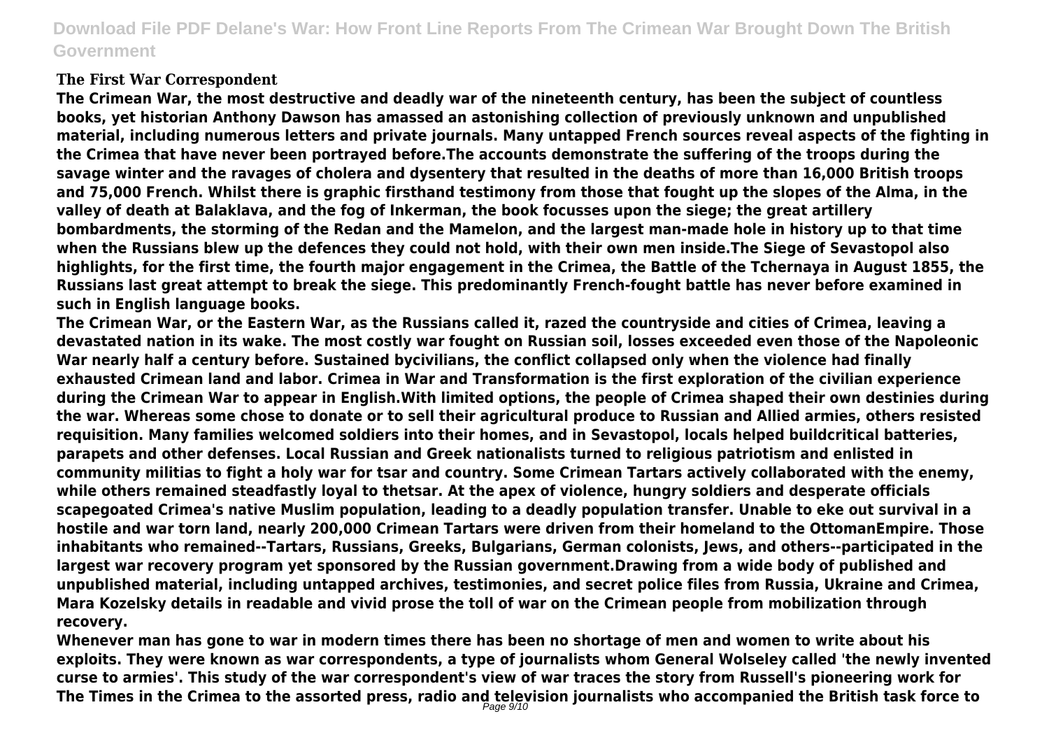### The First War Correspondent

**The Crimean War, the most destructive and deadly war of the nineteenth century, has been the subject of countless books, yet historian Anthony Dawson has amassed an astonishing collection of previously unknown and unpublished material, including numerous letters and private journals. Many untapped French sources reveal aspects of the fighting in the Crimea that have never been portrayed before.The accounts demonstrate the suffering of the troops during the savage winter and the ravages of cholera and dysentery that resulted in the deaths of more than 16,000 British troops and 75,000 French. Whilst there is graphic firsthand testimony from those that fought up the slopes of the Alma, in the valley of death at Balaklava, and the fog of Inkerman, the book focusses upon the siege; the great artillery bombardments, the storming of the Redan and the Mamelon, and the largest man-made hole in history up to that time when the Russians blew up the defences they could not hold, with their own men inside.The Siege of Sevastopol also highlights, for the first time, the fourth major engagement in the Crimea, the Battle of the Tchernaya in August 1855, the Russians last great attempt to break the siege. This predominantly French-fought battle has never before examined in such in English language books.**

**The Crimean War, or the Eastern War, as the Russians called it, razed the countryside and cities of Crimea, leaving a devastated nation in its wake. The most costly war fought on Russian soil, losses exceeded even those of the Napoleonic War nearly half a century before. Sustained bycivilians, the conflict collapsed only when the violence had finally exhausted Crimean land and labor. Crimea in War and Transformation is the first exploration of the civilian experience during the Crimean War to appear in English.With limited options, the people of Crimea shaped their own destinies during the war. Whereas some chose to donate or to sell their agricultural produce to Russian and Allied armies, others resisted requisition. Many families welcomed soldiers into their homes, and in Sevastopol, locals helped buildcritical batteries, parapets and other defenses. Local Russian and Greek nationalists turned to religious patriotism and enlisted in community militias to fight a holy war for tsar and country. Some Crimean Tartars actively collaborated with the enemy, while others remained steadfastly loyal to thetsar. At the apex of violence, hungry soldiers and desperate officials scapegoated Crimea's native Muslim population, leading to a deadly population transfer. Unable to eke out survival in a hostile and war torn land, nearly 200,000 Crimean Tartars were driven from their homeland to the OttomanEmpire. Those inhabitants who remained--Tartars, Russians, Greeks, Bulgarians, German colonists, Jews, and others--participated in the largest war recovery program yet sponsored by the Russian government.Drawing from a wide body of published and unpublished material, including untapped archives, testimonies, and secret police files from Russia, Ukraine and Crimea, Mara Kozelsky details in readable and vivid prose the toll of war on the Crimean people from mobilization through recovery.**

**Whenever man has gone to war in modern times there has been no shortage of men and women to write about his exploits. They were known as war correspondents, a type of journalists whom General Wolseley called 'the newly invented curse to armies'. This study of the war correspondent's view of war traces the story from Russell's pioneering work for The Times in the Crimea to the assorted press, radio and television journalists who accompanied the British task force to**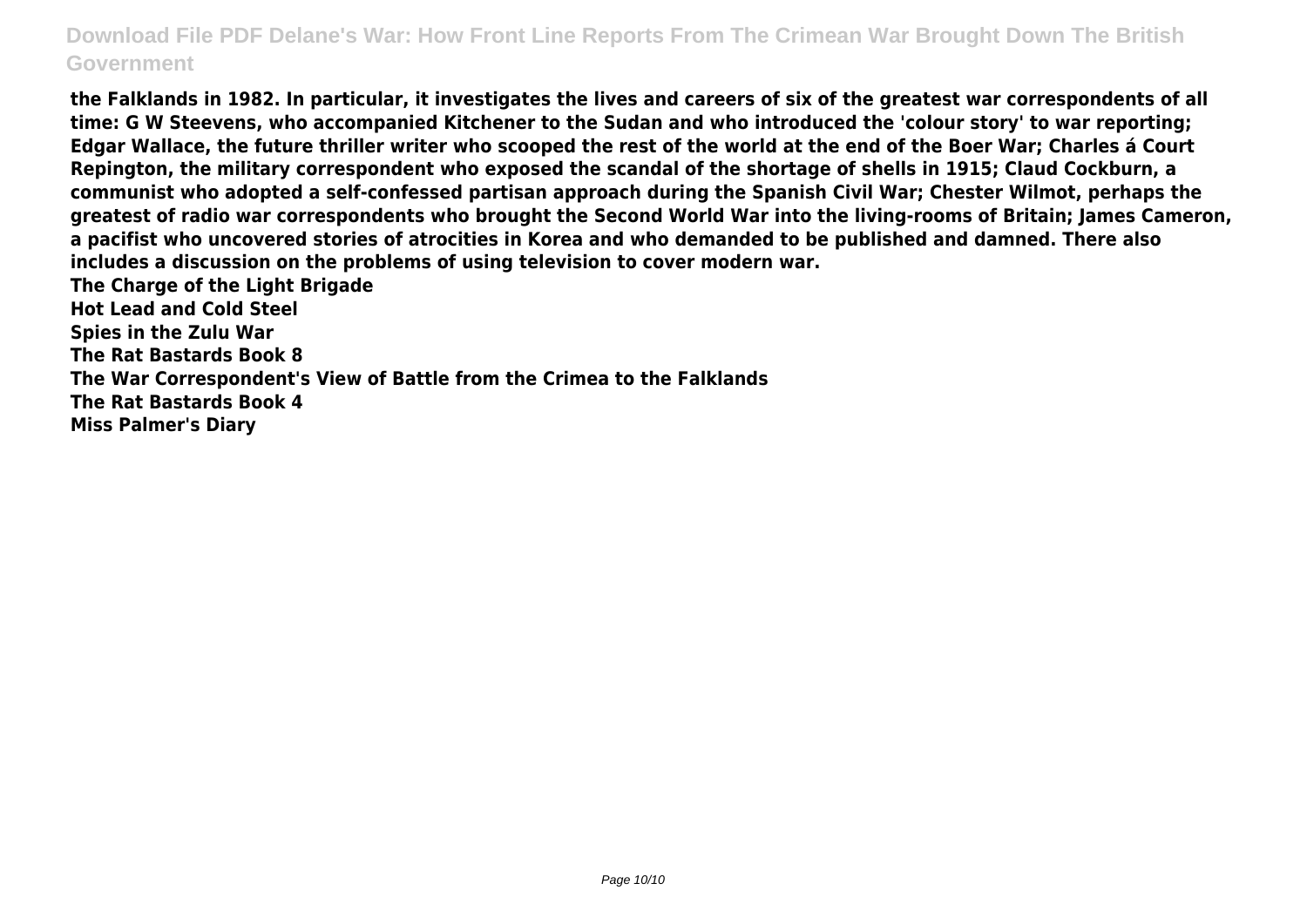**the Falklands in 1982. In particular, it investigates the lives and careers of six of the greatest war correspondents of all time: G W Steevens, who accompanied Kitchener to the Sudan and who introduced the 'colour story' to war reporting; Edgar Wallace, the future thriller writer who scooped the rest of the world at the end of the Boer War; Charles á Court Repington, the military correspondent who exposed the scandal of the shortage of shells in 1915; Claud Cockburn, a communist who adopted a self-confessed partisan approach during the Spanish Civil War; Chester Wilmot, perhaps the greatest of radio war correspondents who brought the Second World War into the living-rooms of Britain; James Cameron, a pacifist who uncovered stories of atrocities in Korea and who demanded to be published and damned. There also includes a discussion on the problems of using television to cover modern war.**

**The Charge of the Light Brigade**

**Hot Lead and Cold Steel**

**Spies in the Zulu War**

**The Rat Bastards Book 8**

**The War Correspondent's View of Battle from the Crimea to the Falklands**

**The Rat Bastards Book 4**

**Miss Palmer's Diary**